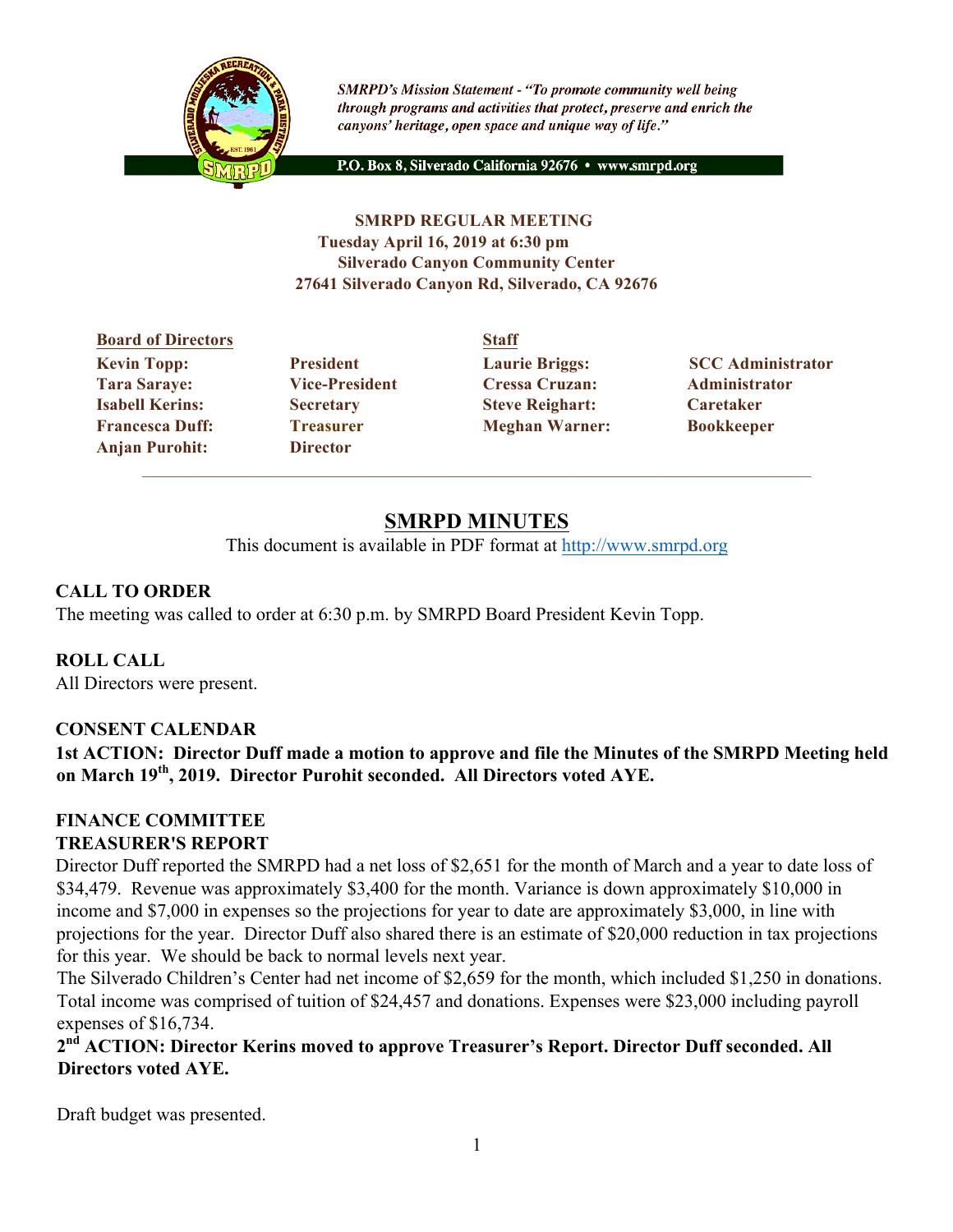*SMRPD's Mission Statement - "To promote community well being through programs and activities that protect, preserve and enrich the canyons' heritage, open space and unique way of life."*

**P.O. Box 8, Silverado California 92676 • www.smrpd.org**

**SMRPD REGULAR MEETING**
**Tuesday April 16, 2019 at 6:30 pm**
**Silverado Canyon Community Center**
**27641 Silverado Canyon Rd, Silverado, CA 92676**

| **Board of Directors** | | **Staff** | |
|---|---|---|---|
| **Kevin Topp:** | **President** | **Laurie Briggs:** | **SCC Administrator** |
| **Tara Saraye:** | **Vice-President** | **Cressa Cruzan:** | **Administrator** |
| **Isabell Kerins:** | **Secretary** | **Steve Reighart:** | **Caretaker** |
| **Francesca Duff:** | **Treasurer** | **Meghan Warner:** | **Bookkeeper** |
| **Anjan Purohit:** | **Director** | | |

# SMRPD MINUTES

This document is available in PDF format at http://www.smrpd.org

**CALL TO ORDER**
The meeting was called to order at 6:30 p.m. by SMRPD Board President Kevin Topp.

**ROLL CALL**
All Directors were present.

**CONSENT CALENDAR**
**1st ACTION: Director Duff made a motion to approve and file the Minutes of the SMRPD Meeting held on March 19th, 2019. Director Purohit seconded. All Directors voted AYE.**

**FINANCE COMMITTEE**
**TREASURER'S REPORT**
Director Duff reported the SMRPD had a net loss of $2,651 for the month of March and a year to date loss of $34,479. Revenue was approximately $3,400 for the month. Variance is down approximately $10,000 in income and $7,000 in expenses so the projections for year to date are approximately $3,000, in line with projections for the year. Director Duff also shared there is an estimate of $20,000 reduction in tax projections for this year. We should be back to normal levels next year.
The Silverado Children's Center had net income of $2,659 for the month, which included $1,250 in donations. Total income was comprised of tuition of $24,457 and donations. Expenses were $23,000 including payroll expenses of $16,734.
**2nd ACTION: Director Kerins moved to approve Treasurer's Report. Director Duff seconded. All Directors voted AYE.**

Draft budget was presented.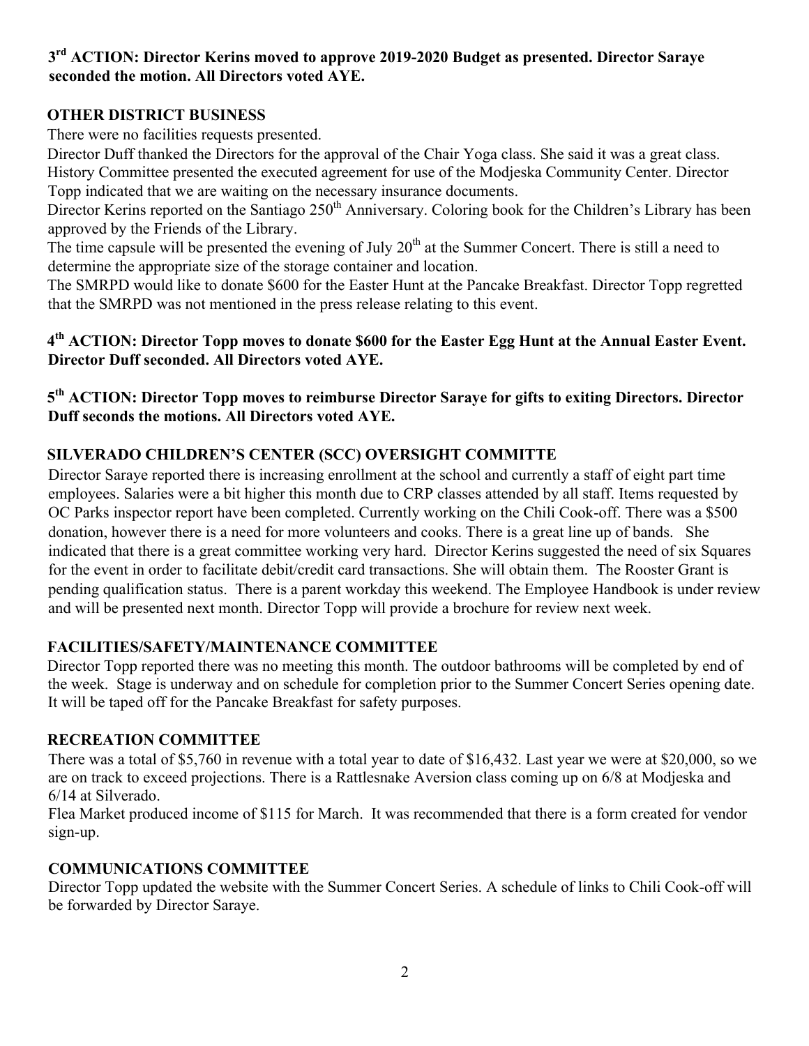**3rd ACTION: Director Kerins moved to approve 2019-2020 Budget as presented. Director Saraye seconded the motion. All Directors voted AYE.**

## OTHER DISTRICT BUSINESS

There were no facilities requests presented.

Director Duff thanked the Directors for the approval of the Chair Yoga class. She said it was a great class.

History Committee presented the executed agreement for use of the Modjeska Community Center. Director Topp indicated that we are waiting on the necessary insurance documents.

Director Kerins reported on the Santiago 250th Anniversary. Coloring book for the Children's Library has been approved by the Friends of the Library.

The time capsule will be presented the evening of July 20th at the Summer Concert. There is still a need to determine the appropriate size of the storage container and location.

The SMRPD would like to donate $600 for the Easter Hunt at the Pancake Breakfast. Director Topp regretted that the SMRPD was not mentioned in the press release relating to this event.

**4th ACTION: Director Topp moves to donate $600 for the Easter Egg Hunt at the Annual Easter Event. Director Duff seconded. All Directors voted AYE.**

**5th ACTION: Director Topp moves to reimburse Director Saraye for gifts to exiting Directors. Director Duff seconds the motions. All Directors voted AYE.**

## SILVERADO CHILDREN'S CENTER (SCC) OVERSIGHT COMMITTE

Director Saraye reported there is increasing enrollment at the school and currently a staff of eight part time employees. Salaries were a bit higher this month due to CRP classes attended by all staff. Items requested by OC Parks inspector report have been completed. Currently working on the Chili Cook-off. There was a $500 donation, however there is a need for more volunteers and cooks. There is a great line up of bands. She indicated that there is a great committee working very hard. Director Kerins suggested the need of six Squares for the event in order to facilitate debit/credit card transactions. She will obtain them. The Rooster Grant is pending qualification status. There is a parent workday this weekend. The Employee Handbook is under review and will be presented next month. Director Topp will provide a brochure for review next week.

## FACILITIES/SAFETY/MAINTENANCE COMMITTEE

Director Topp reported there was no meeting this month. The outdoor bathrooms will be completed by end of the week. Stage is underway and on schedule for completion prior to the Summer Concert Series opening date. It will be taped off for the Pancake Breakfast for safety purposes.

## RECREATION COMMITTEE

There was a total of $5,760 in revenue with a total year to date of $16,432. Last year we were at $20,000, so we are on track to exceed projections. There is a Rattlesnake Aversion class coming up on 6/8 at Modjeska and 6/14 at Silverado.

Flea Market produced income of $115 for March. It was recommended that there is a form created for vendor sign-up.

## COMMUNICATIONS COMMITTEE

Director Topp updated the website with the Summer Concert Series. A schedule of links to Chili Cook-off will be forwarded by Director Saraye.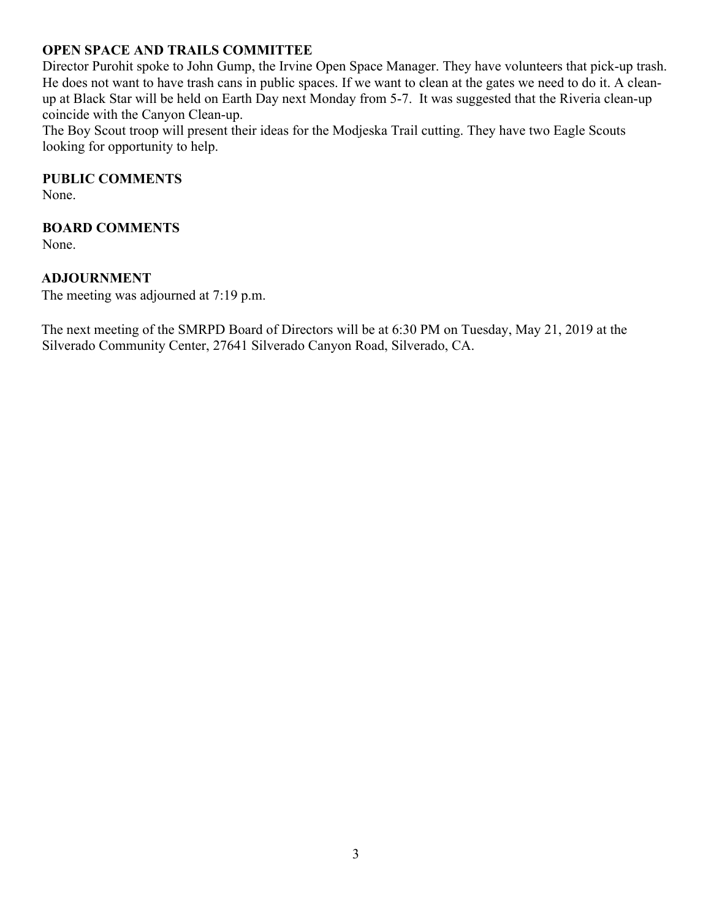**OPEN SPACE AND TRAILS COMMITTEE**

Director Purohit spoke to John Gump, the Irvine Open Space Manager. They have volunteers that pick-up trash. He does not want to have trash cans in public spaces. If we want to clean at the gates we need to do it. A clean-up at Black Star will be held on Earth Day next Monday from 5-7. It was suggested that the Riveria clean-up coincide with the Canyon Clean-up.

The Boy Scout troop will present their ideas for the Modjeska Trail cutting. They have two Eagle Scouts looking for opportunity to help.

**PUBLIC COMMENTS**

None.

**BOARD COMMENTS**

None.

**ADJOURNMENT**

The meeting was adjourned at 7:19 p.m.

The next meeting of the SMRPD Board of Directors will be at 6:30 PM on Tuesday, May 21, 2019 at the Silverado Community Center, 27641 Silverado Canyon Road, Silverado, CA.